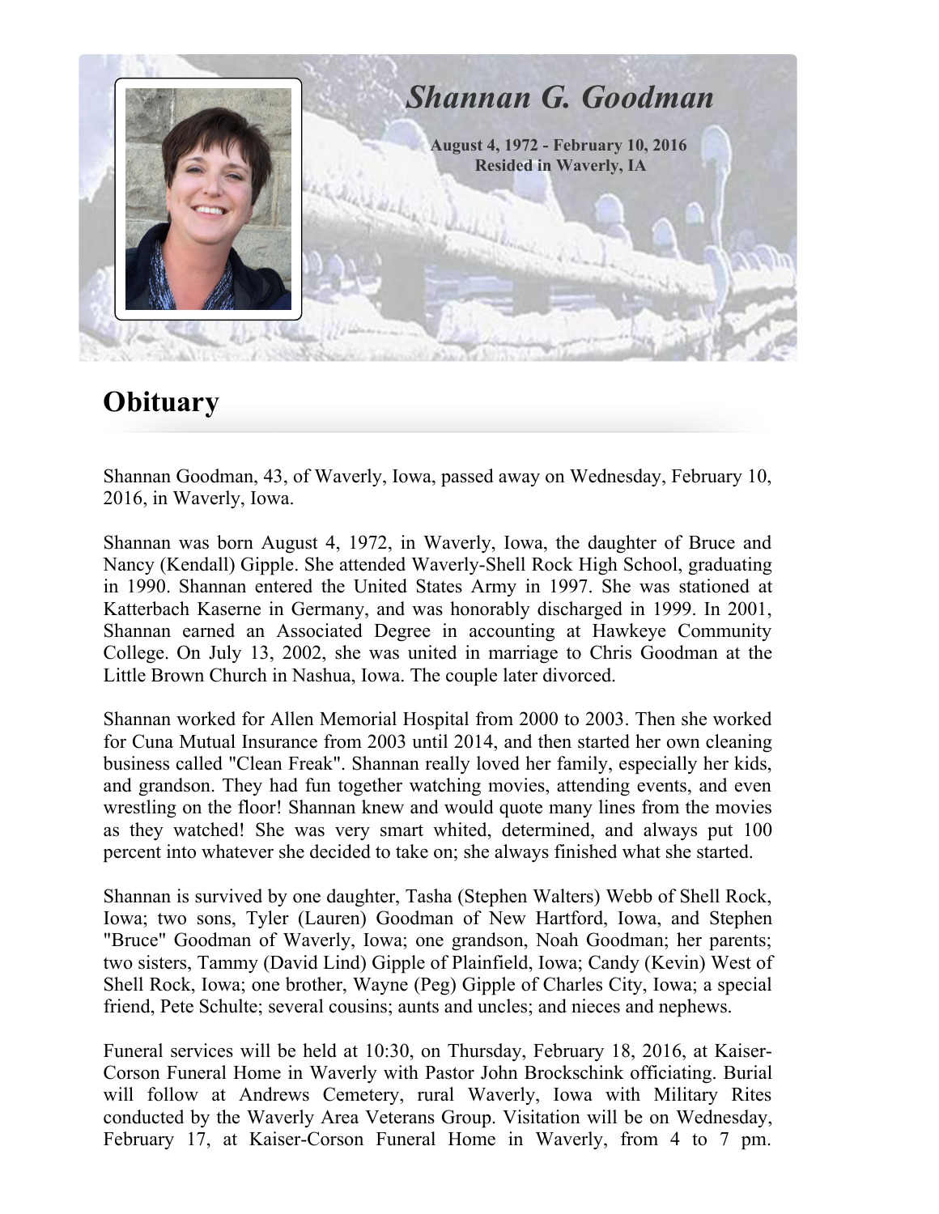# *Shannan G. Goodman*

**August 4, 1972 - February 10, 2016**
**Resided in Waverly, IA**

## Obituary

Shannan Goodman, 43, of Waverly, Iowa, passed away on Wednesday, February 10, 2016, in Waverly, Iowa.

Shannan was born August 4, 1972, in Waverly, Iowa, the daughter of Bruce and Nancy (Kendall) Gipple. She attended Waverly-Shell Rock High School, graduating in 1990. Shannan entered the United States Army in 1997. She was stationed at Katterbach Kaserne in Germany, and was honorably discharged in 1999. In 2001, Shannan earned an Associated Degree in accounting at Hawkeye Community College. On July 13, 2002, she was united in marriage to Chris Goodman at the Little Brown Church in Nashua, Iowa. The couple later divorced.

Shannan worked for Allen Memorial Hospital from 2000 to 2003. Then she worked for Cuna Mutual Insurance from 2003 until 2014, and then started her own cleaning business called "Clean Freak". Shannan really loved her family, especially her kids, and grandson. They had fun together watching movies, attending events, and even wrestling on the floor! Shannan knew and would quote many lines from the movies as they watched! She was very smart whited, determined, and always put 100 percent into whatever she decided to take on; she always finished what she started.

Shannan is survived by one daughter, Tasha (Stephen Walters) Webb of Shell Rock, Iowa; two sons, Tyler (Lauren) Goodman of New Hartford, Iowa, and Stephen "Bruce" Goodman of Waverly, Iowa; one grandson, Noah Goodman; her parents; two sisters, Tammy (David Lind) Gipple of Plainfield, Iowa; Candy (Kevin) West of Shell Rock, Iowa; one brother, Wayne (Peg) Gipple of Charles City, Iowa; a special friend, Pete Schulte; several cousins; aunts and uncles; and nieces and nephews.

Funeral services will be held at 10:30, on Thursday, February 18, 2016, at Kaiser-Corson Funeral Home in Waverly with Pastor John Brockschink officiating. Burial will follow at Andrews Cemetery, rural Waverly, Iowa with Military Rites conducted by the Waverly Area Veterans Group. Visitation will be on Wednesday, February 17, at Kaiser-Corson Funeral Home in Waverly, from 4 to 7 pm.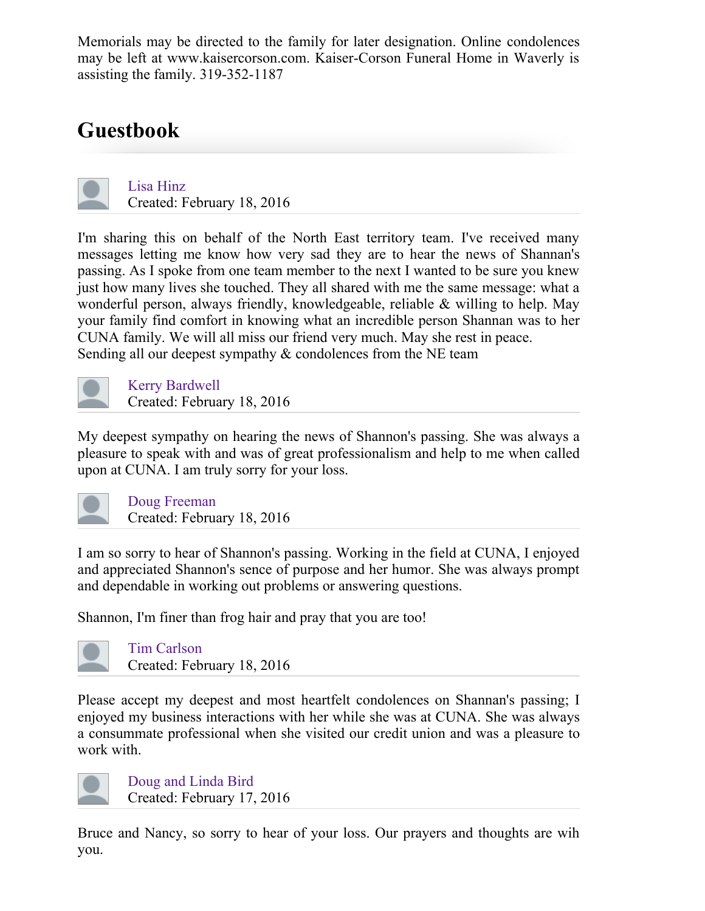Memorials may be directed to the family for later designation. Online condolences may be left at www.kaisercorson.com. Kaiser-Corson Funeral Home in Waverly is assisting the family. 319-352-1187

## Guestbook

Lisa Hinz
Created: February 18, 2016

I'm sharing this on behalf of the North East territory team. I've received many messages letting me know how very sad they are to hear the news of Shannan's passing. As I spoke from one team member to the next I wanted to be sure you knew just how many lives she touched. They all shared with me the same message: what a wonderful person, always friendly, knowledgeable, reliable & willing to help. May your family find comfort in knowing what an incredible person Shannan was to her CUNA family. We will all miss our friend very much. May she rest in peace.
Sending all our deepest sympathy & condolences from the NE team

Kerry Bardwell
Created: February 18, 2016

My deepest sympathy on hearing the news of Shannon's passing. She was always a pleasure to speak with and was of great professionalism and help to me when called upon at CUNA. I am truly sorry for your loss.

Doug Freeman
Created: February 18, 2016

I am so sorry to hear of Shannon's passing. Working in the field at CUNA, I enjoyed and appreciated Shannon's sence of purpose and her humor. She was always prompt and dependable in working out problems or answering questions.

Shannon, I'm finer than frog hair and pray that you are too!

Tim Carlson
Created: February 18, 2016

Please accept my deepest and most heartfelt condolences on Shannan's passing; I enjoyed my business interactions with her while she was at CUNA. She was always a consummate professional when she visited our credit union and was a pleasure to work with.

Doug and Linda Bird
Created: February 17, 2016

Bruce and Nancy, so sorry to hear of your loss. Our prayers and thoughts are wih you.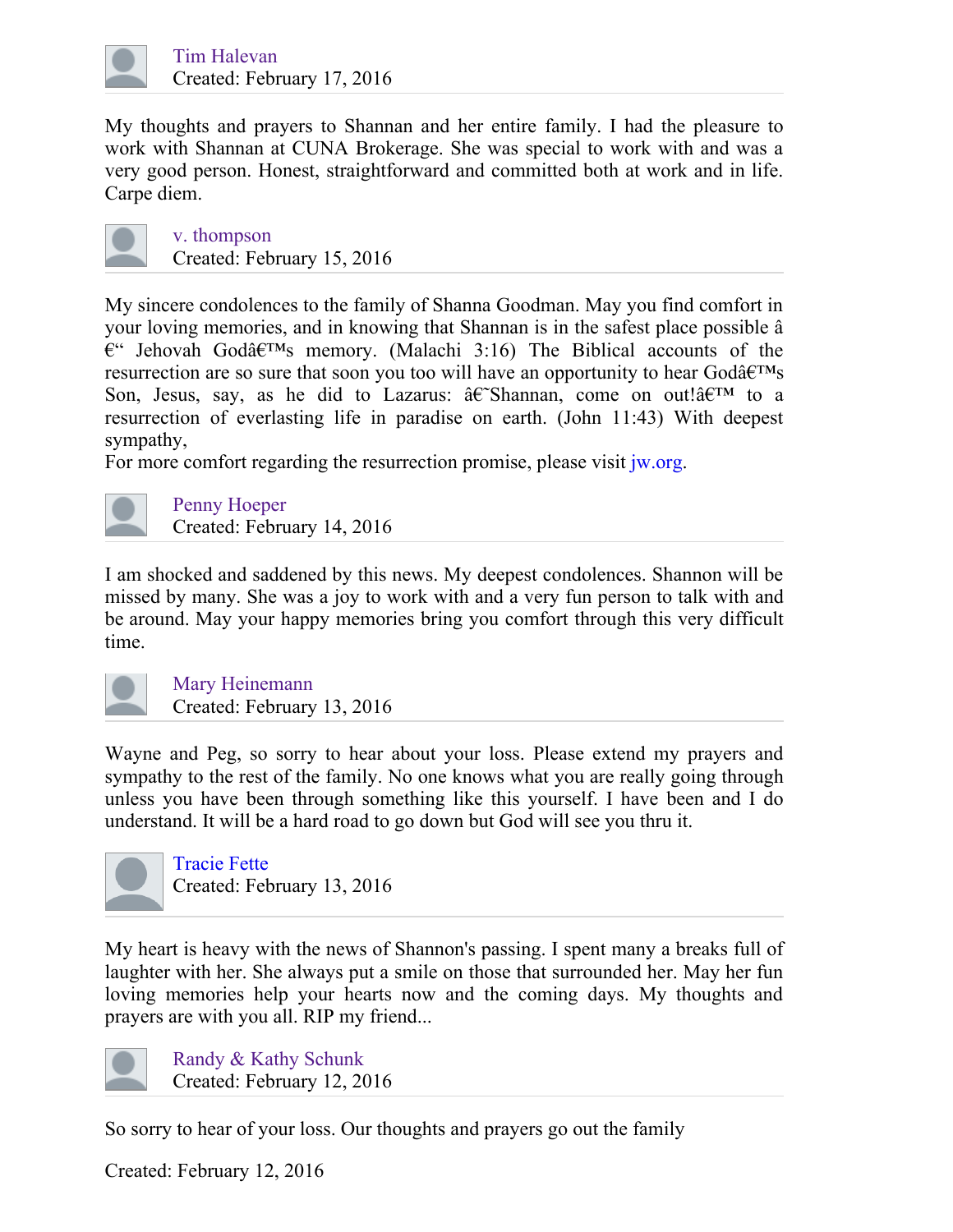Tim Halevan
Created: February 17, 2016

My thoughts and prayers to Shannan and her entire family. I had the pleasure to work with Shannan at CUNA Brokerage. She was special to work with and was a very good person. Honest, straightforward and committed both at work and in life. Carpe diem.

v. thompson
Created: February 15, 2016

My sincere condolences to the family of Shanna Goodman. May you find comfort in your loving memories, and in knowing that Shannan is in the safest place possible â€“ Jehovah Godâ€™s memory. (Malachi 3:16) The Biblical accounts of the resurrection are so sure that soon you too will have an opportunity to hear Godâ€™s Son, Jesus, say, as he did to Lazarus: â€˜Shannan, come on out!â€™ to a resurrection of everlasting life in paradise on earth. (John 11:43) With deepest sympathy,
For more comfort regarding the resurrection promise, please visit jw.org.

Penny Hoeper
Created: February 14, 2016

I am shocked and saddened by this news. My deepest condolences. Shannon will be missed by many. She was a joy to work with and a very fun person to talk with and be around. May your happy memories bring you comfort through this very difficult time.

Mary Heinemann
Created: February 13, 2016

Wayne and Peg, so sorry to hear about your loss. Please extend my prayers and sympathy to the rest of the family. No one knows what you are really going through unless you have been through something like this yourself. I have been and I do understand. It will be a hard road to go down but God will see you thru it.

Tracie Fette
Created: February 13, 2016

My heart is heavy with the news of Shannon's passing. I spent many a breaks full of laughter with her. She always put a smile on those that surrounded her. May her fun loving memories help your hearts now and the coming days. My thoughts and prayers are with you all. RIP my friend...

Randy & Kathy Schunk
Created: February 12, 2016

So sorry to hear of your loss. Our thoughts and prayers go out the family

Created: February 12, 2016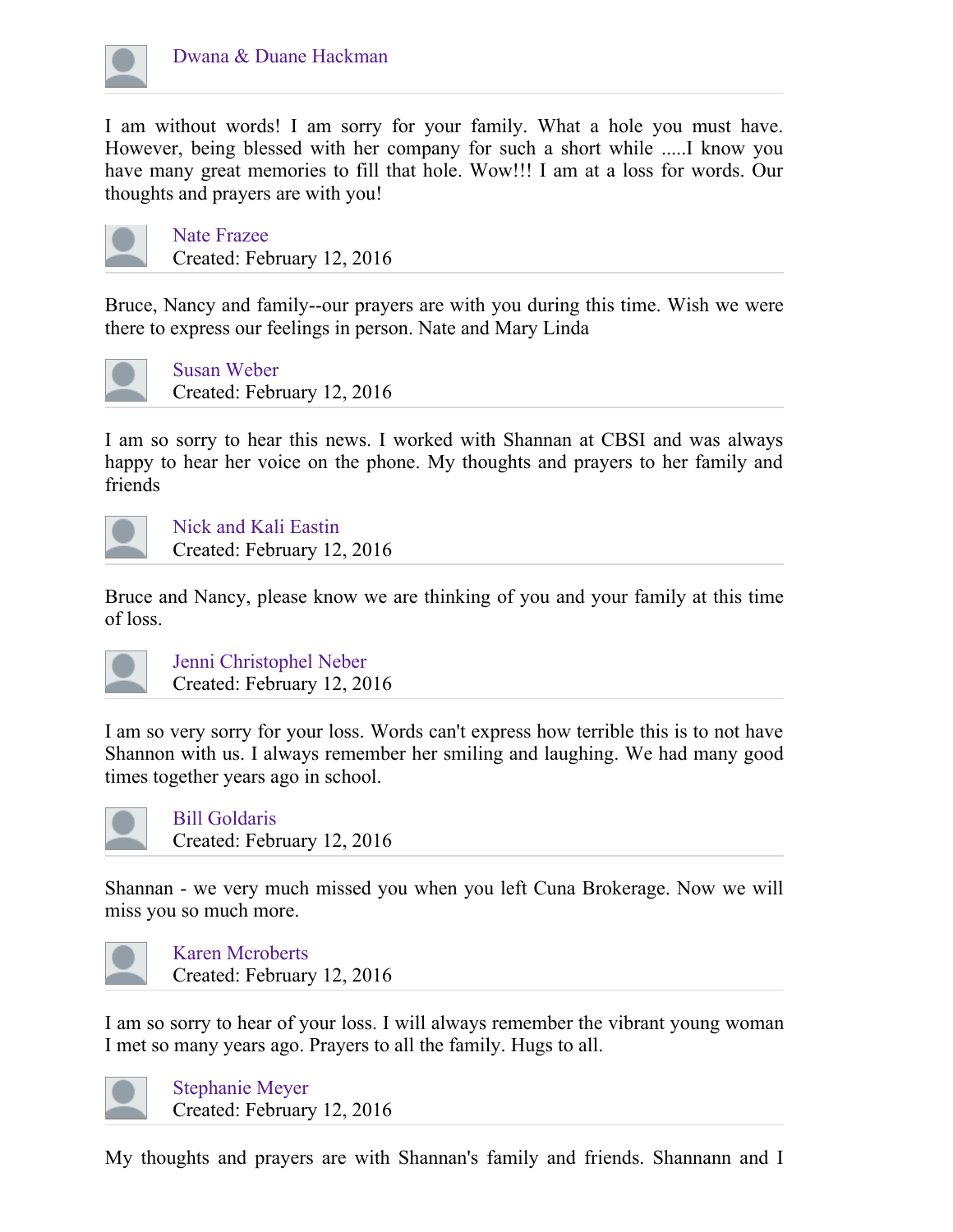Dwana & Duane Hackman

I am without words! I am sorry for your family. What a hole you must have. However, being blessed with her company for such a short while .....I know you have many great memories to fill that hole. Wow!!! I am at a loss for words. Our thoughts and prayers are with you!

Nate Frazee
Created: February 12, 2016

Bruce, Nancy and family--our prayers are with you during this time. Wish we were there to express our feelings in person. Nate and Mary Linda

Susan Weber
Created: February 12, 2016

I am so sorry to hear this news. I worked with Shannan at CBSI and was always happy to hear her voice on the phone. My thoughts and prayers to her family and friends

Nick and Kali Eastin
Created: February 12, 2016

Bruce and Nancy, please know we are thinking of you and your family at this time of loss.

Jenni Christophel Neber
Created: February 12, 2016

I am so very sorry for your loss. Words can't express how terrible this is to not have Shannon with us. I always remember her smiling and laughing. We had many good times together years ago in school.

Bill Goldaris
Created: February 12, 2016

Shannan - we very much missed you when you left Cuna Brokerage. Now we will miss you so much more.

Karen Mcroberts
Created: February 12, 2016

I am so sorry to hear of your loss. I will always remember the vibrant young woman I met so many years ago. Prayers to all the family. Hugs to all.

Stephanie Meyer
Created: February 12, 2016

My thoughts and prayers are with Shannan's family and friends. Shannann and I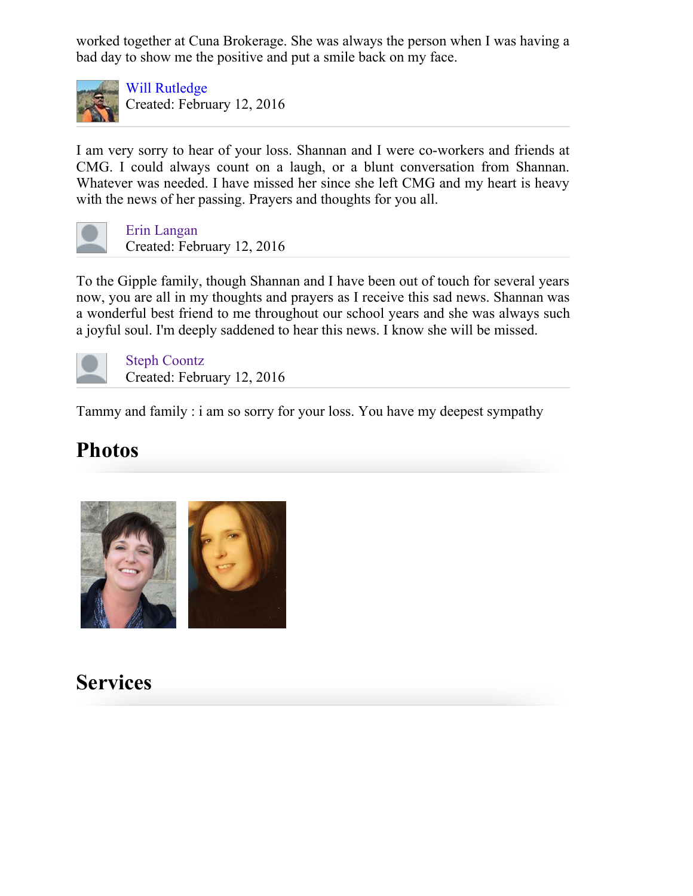worked together at Cuna Brokerage. She was always the person when I was having a bad day to show me the positive and put a smile back on my face.

Will Rutledge
Created: February 12, 2016

I am very sorry to hear of your loss. Shannan and I were co-workers and friends at CMG. I could always count on a laugh, or a blunt conversation from Shannan. Whatever was needed. I have missed her since she left CMG and my heart is heavy with the news of her passing. Prayers and thoughts for you all.

Erin Langan
Created: February 12, 2016

To the Gipple family, though Shannan and I have been out of touch for several years now, you are all in my thoughts and prayers as I receive this sad news. Shannan was a wonderful best friend to me throughout our school years and she was always such a joyful soul. I'm deeply saddened to hear this news. I know she will be missed.

Steph Coontz
Created: February 12, 2016

Tammy and family : i am so sorry for your loss. You have my deepest sympathy

## Photos

## Services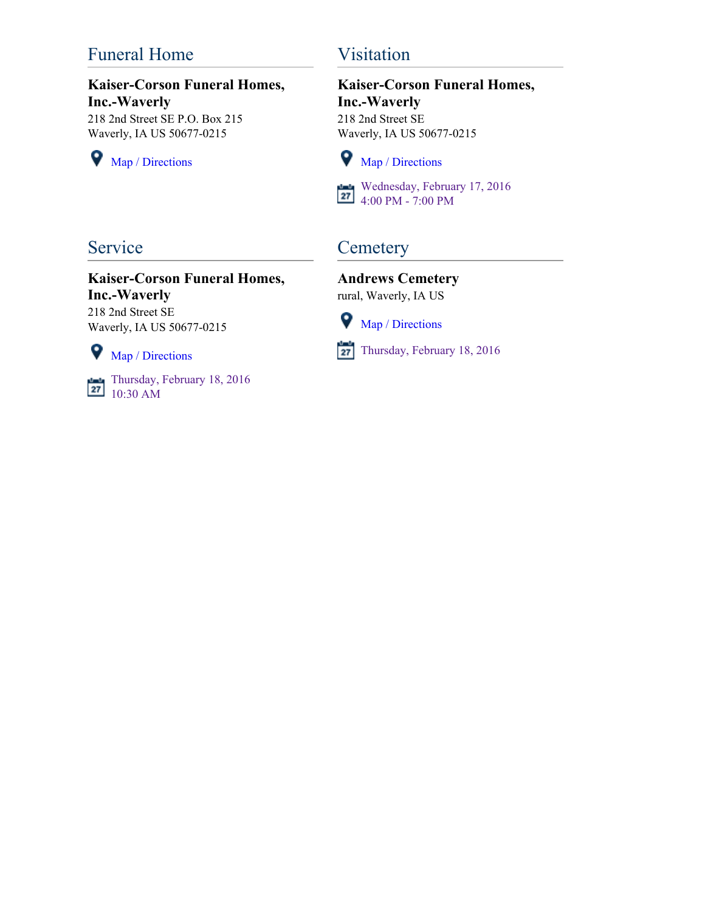## Funeral Home

**Kaiser-Corson Funeral Homes, Inc.-Waverly**
218 2nd Street SE P.O. Box 215
Waverly, IA US 50677-0215

Map / Directions

## Visitation

**Kaiser-Corson Funeral Homes, Inc.-Waverly**
218 2nd Street SE
Waverly, IA US 50677-0215

Map / Directions

Wednesday, February 17, 2016
4:00 PM - 7:00 PM

## Service

**Kaiser-Corson Funeral Homes, Inc.-Waverly**
218 2nd Street SE
Waverly, IA US 50677-0215

Map / Directions

Thursday, February 18, 2016
10:30 AM

## Cemetery

**Andrews Cemetery**
rural, Waverly, IA US

Map / Directions

Thursday, February 18, 2016